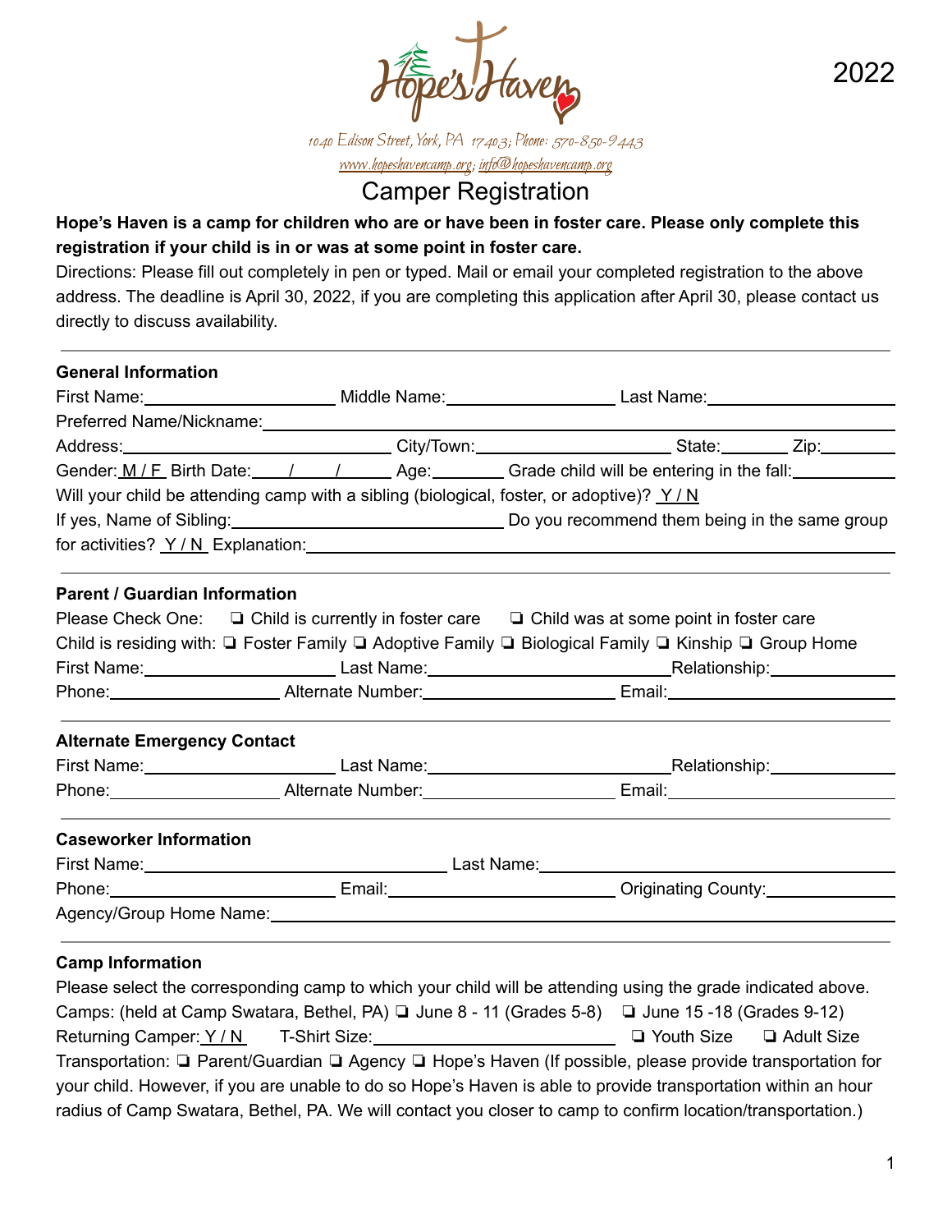2022

Hope's Haven

1040 Edison Street, York, PA 17403; Phone: 570-850-9443

www.hopeshavencamp.org; info@hopeshavencamp.org

# Camper Registration

**Hope's Haven is a camp for children who are or have been in foster care. Please only complete this registration if your child is in or was at some point in foster care.**

Directions: Please fill out completely in pen or typed. Mail or email your completed registration to the above address. The deadline is April 30, 2022, if you are completing this application after April 30, please contact us directly to discuss availability.

---

## General Information

First Name:____________________ Middle Name:__________________ Last Name:____________________

Preferred Name/Nickname:______________________________________________________________

Address:____________________________ City/Town:_____________________ State:_______ Zip:________

Gender: M / F Birth Date:____/____/______ Age:_______ Grade child will be entering in the fall:__________

Will your child be attending camp with a sibling (biological, foster, or adoptive)? Y / N

If yes, Name of Sibling:_____________________________ Do you recommend them being in the same group for activities? Y / N Explanation:______________________________________________

---

## Parent / Guardian Information

Please Check One: ❏ Child is currently in foster care ❏ Child was at some point in foster care

Child is residing with: ❏ Foster Family ❏ Adoptive Family ❏ Biological Family ❏ Kinship ❏ Group Home

First Name:____________________ Last Name:_________________________ Relationship:_____________

Phone:__________________ Alternate Number:____________________ Email:________________________

---

## Alternate Emergency Contact

First Name:____________________ Last Name:_________________________ Relationship:_____________

Phone:__________________ Alternate Number:____________________ Email:________________________

---

## Caseworker Information

First Name:________________________________ Last Name:_________________________________

Phone:________________________ Email:________________________ Originating County:_____________

Agency/Group Home Name:_______________________________________________________________

---

## Camp Information

Please select the corresponding camp to which your child will be attending using the grade indicated above.

Camps: (held at Camp Swatara, Bethel, PA) ❏ June 8 - 11 (Grades 5-8) ❏ June 15 -18 (Grades 9-12)

Returning Camper: Y / N T-Shirt Size:__________________________ ❏ Youth Size ❏ Adult Size

Transportation: ❏ Parent/Guardian ❏ Agency ❏ Hope's Haven (If possible, please provide transportation for your child. However, if you are unable to do so Hope's Haven is able to provide transportation within an hour radius of Camp Swatara, Bethel, PA. We will contact you closer to camp to confirm location/transportation.)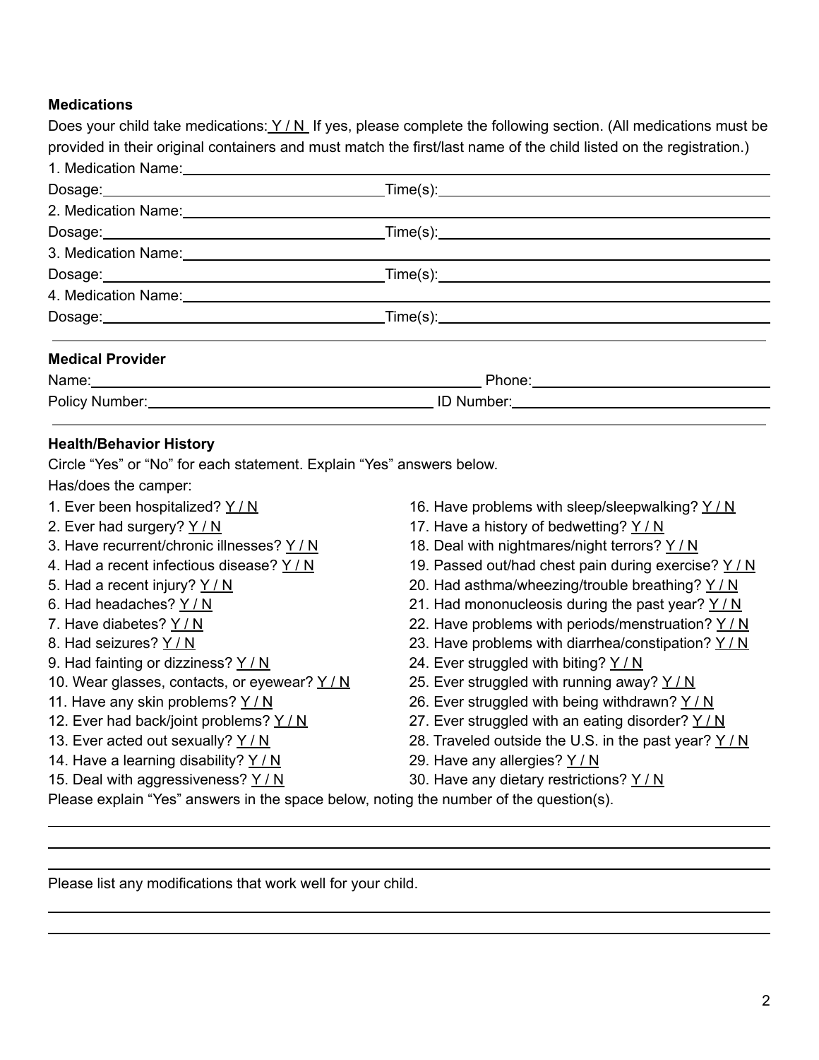**Medications**

Does your child take medications: Y / N If yes, please complete the following section. (All medications must be provided in their original containers and must match the first/last name of the child listed on the registration.)

1. Medication Name: ______________________________
Dosage: ______________________ Time(s): ______________________
2. Medication Name: ______________________________
Dosage: ______________________ Time(s): ______________________
3. Medication Name: ______________________________
Dosage: ______________________ Time(s): ______________________
4. Medication Name: ______________________________
Dosage: ______________________ Time(s): ______________________

---

**Medical Provider**

Name: ______________________________ Phone: ______________________
Policy Number: ______________________ ID Number: ______________________

---

**Health/Behavior History**

Circle "Yes" or "No" for each statement. Explain "Yes" answers below.

Has/does the camper:

1. Ever been hospitalized? Y / N
2. Ever had surgery? Y / N
3. Have recurrent/chronic illnesses? Y / N
4. Had a recent infectious disease? Y / N
5. Had a recent injury? Y / N
6. Had headaches? Y / N
7. Have diabetes? Y / N
8. Had seizures? Y / N
9. Had fainting or dizziness? Y / N
10. Wear glasses, contacts, or eyewear? Y / N
11. Have any skin problems? Y / N
12. Ever had back/joint problems? Y / N
13. Ever acted out sexually? Y / N
14. Have a learning disability? Y / N
15. Deal with aggressiveness? Y / N
16. Have problems with sleep/sleepwalking? Y / N
17. Have a history of bedwetting? Y / N
18. Deal with nightmares/night terrors? Y / N
19. Passed out/had chest pain during exercise? Y / N
20. Had asthma/wheezing/trouble breathing? Y / N
21. Had mononucleosis during the past year? Y / N
22. Have problems with periods/menstruation? Y / N
23. Have problems with diarrhea/constipation? Y / N
24. Ever struggled with biting? Y / N
25. Ever struggled with running away? Y / N
26. Ever struggled with being withdrawn? Y / N
27. Ever struggled with an eating disorder? Y / N
28. Traveled outside the U.S. in the past year? Y / N
29. Have any allergies? Y / N
30. Have any dietary restrictions? Y / N

Please explain "Yes" answers in the space below, noting the number of the question(s).

______________________________________________________________________
______________________________________________________________________
______________________________________________________________________

Please list any modifications that work well for your child.

______________________________________________________________________
______________________________________________________________________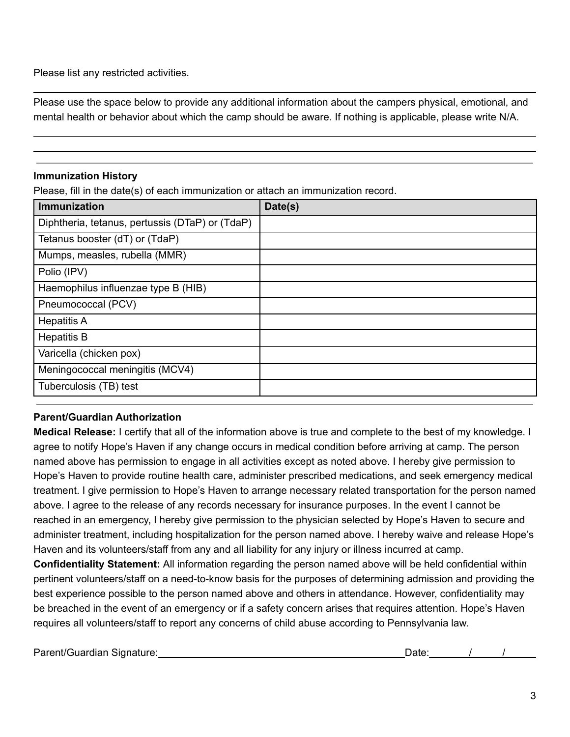Please list any restricted activities.

Please use the space below to provide any additional information about the campers physical, emotional, and mental health or behavior about which the camp should be aware. If nothing is applicable, please write N/A.

**Immunization History**

Please, fill in the date(s) of each immunization or attach an immunization record.

| Immunization | Date(s) |
|---|---|
| Diphtheria, tetanus, pertussis (DTaP) or (TdaP) | |
| Tetanus booster (dT) or (TdaP) | |
| Mumps, measles, rubella (MMR) | |
| Polio (IPV) | |
| Haemophilus influenzae type B (HIB) | |
| Pneumococcal (PCV) | |
| Hepatitis A | |
| Hepatitis B | |
| Varicella (chicken pox) | |
| Meningococcal meningitis (MCV4) | |
| Tuberculosis (TB) test | |

**Parent/Guardian Authorization**

**Medical Release:** I certify that all of the information above is true and complete to the best of my knowledge. I agree to notify Hope's Haven if any change occurs in medical condition before arriving at camp. The person named above has permission to engage in all activities except as noted above. I hereby give permission to Hope's Haven to provide routine health care, administer prescribed medications, and seek emergency medical treatment. I give permission to Hope's Haven to arrange necessary related transportation for the person named above. I agree to the release of any records necessary for insurance purposes. In the event I cannot be reached in an emergency, I hereby give permission to the physician selected by Hope's Haven to secure and administer treatment, including hospitalization for the person named above. I hereby waive and release Hope's Haven and its volunteers/staff from any and all liability for any injury or illness incurred at camp.

**Confidentiality Statement:** All information regarding the person named above will be held confidential within pertinent volunteers/staff on a need-to-know basis for the purposes of determining admission and providing the best experience possible to the person named above and others in attendance. However, confidentiality may be breached in the event of an emergency or if a safety concern arises that requires attention. Hope's Haven requires all volunteers/staff to report any concerns of child abuse according to Pennsylvania law.

Parent/Guardian Signature:_____________________________ Date:_____/_____/_____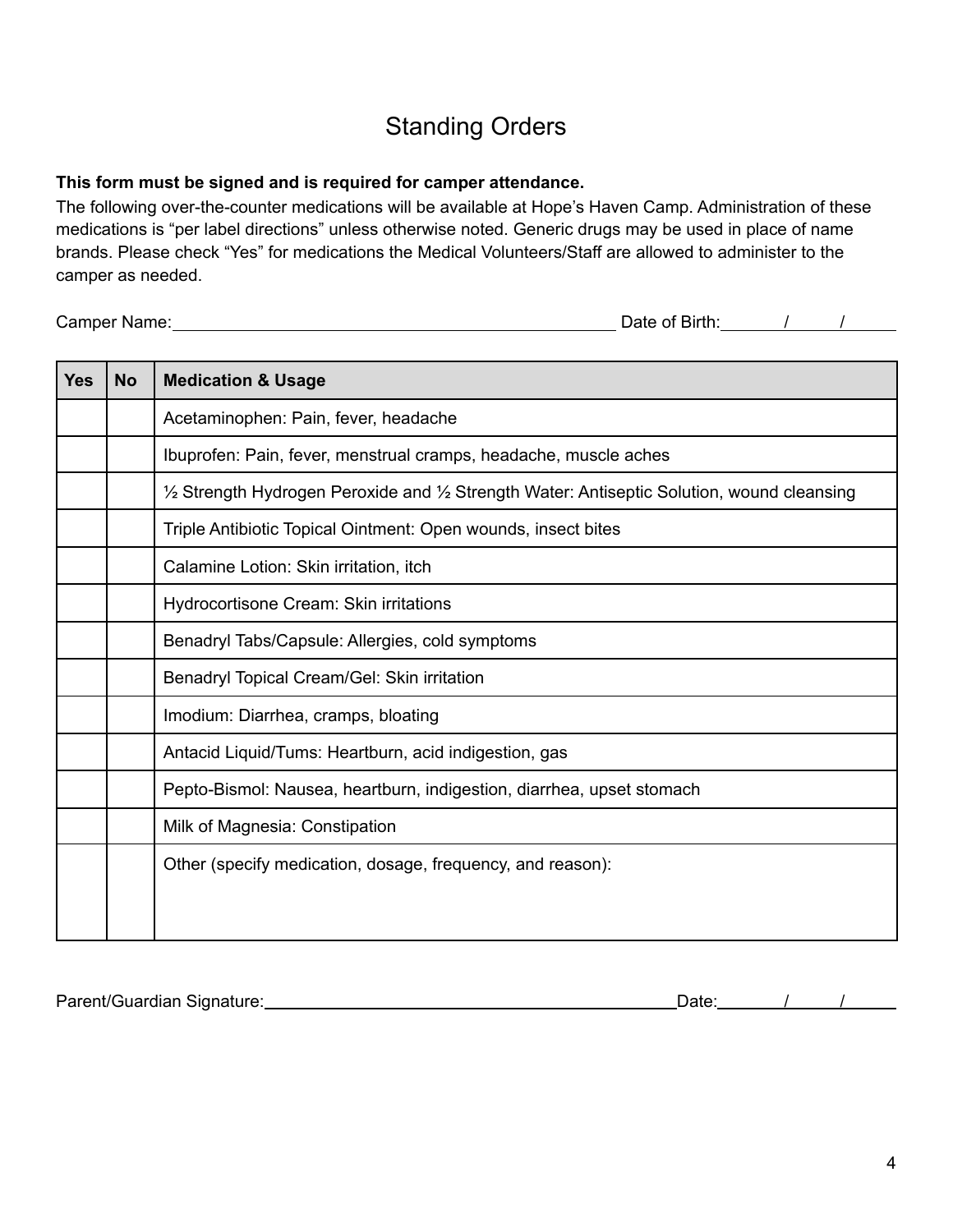# Standing Orders

**This form must be signed and is required for camper attendance.**

The following over-the-counter medications will be available at Hope's Haven Camp. Administration of these medications is "per label directions" unless otherwise noted. Generic drugs may be used in place of name brands. Please check "Yes" for medications the Medical Volunteers/Staff are allowed to administer to the camper as needed.

Camper Name:______________________________________________ Date of Birth:______/_____/______

| Yes | No | Medication & Usage |
|---|---|---|
| | | Acetaminophen: Pain, fever, headache |
| | | Ibuprofen: Pain, fever, menstrual cramps, headache, muscle aches |
| | | ½ Strength Hydrogen Peroxide and ½ Strength Water: Antiseptic Solution, wound cleansing |
| | | Triple Antibiotic Topical Ointment: Open wounds, insect bites |
| | | Calamine Lotion: Skin irritation, itch |
| | | Hydrocortisone Cream: Skin irritations |
| | | Benadryl Tabs/Capsule: Allergies, cold symptoms |
| | | Benadryl Topical Cream/Gel: Skin irritation |
| | | Imodium: Diarrhea, cramps, bloating |
| | | Antacid Liquid/Tums: Heartburn, acid indigestion, gas |
| | | Pepto-Bismol: Nausea, heartburn, indigestion, diarrhea, upset stomach |
| | | Milk of Magnesia: Constipation |
| | | Other (specify medication, dosage, frequency, and reason): |

Parent/Guardian Signature:_____________________________________________Date:______/_____/______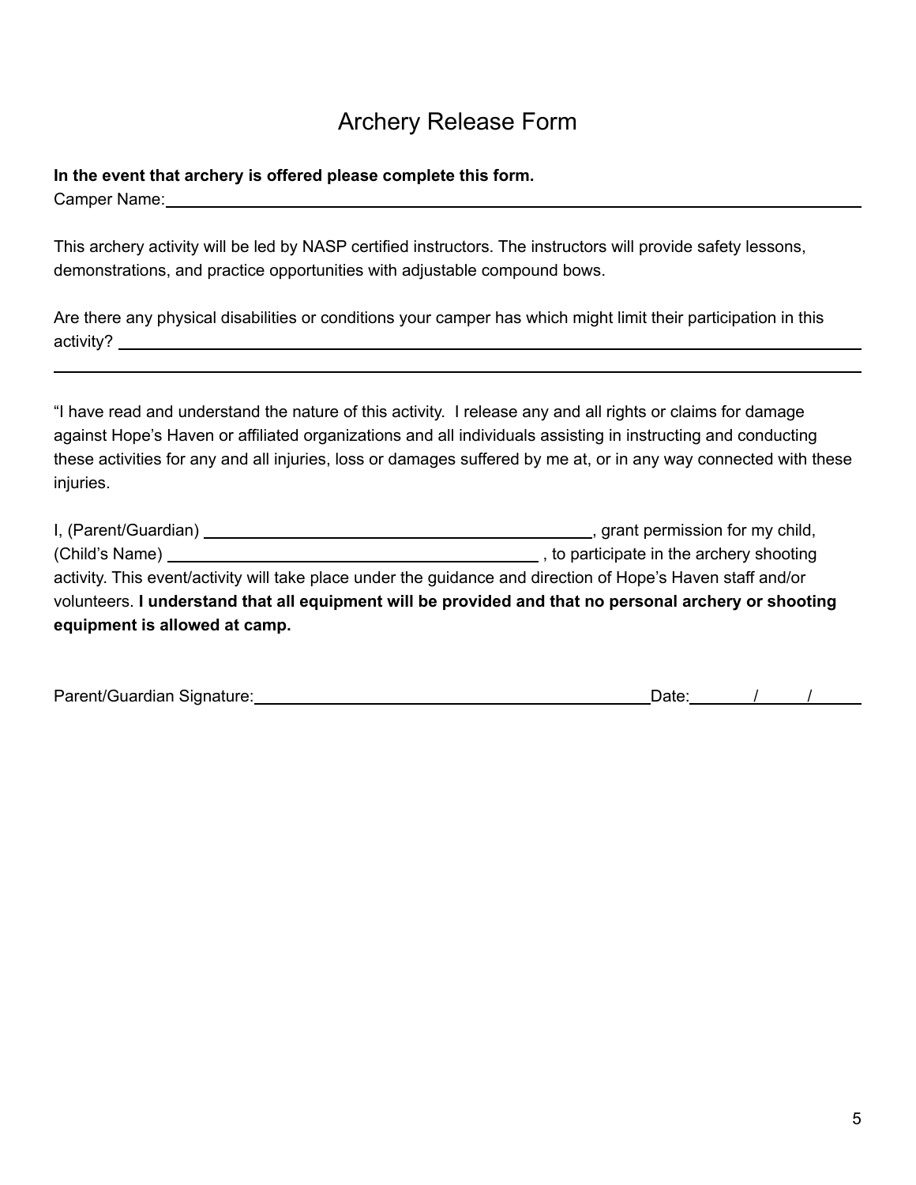# Archery Release Form

**In the event that archery is offered please complete this form.**

Camper Name:\_\_\_\_\_\_\_\_\_\_\_\_\_\_\_\_\_\_\_\_\_\_\_\_\_\_\_\_\_\_\_\_\_\_\_\_\_\_\_\_\_\_\_\_\_\_\_\_\_\_\_\_\_\_\_\_

This archery activity will be led by NASP certified instructors. The instructors will provide safety lessons, demonstrations, and practice opportunities with adjustable compound bows.

Are there any physical disabilities or conditions your camper has which might limit their participation in this activity? \_\_\_\_\_\_\_\_\_\_\_\_\_\_\_\_\_\_\_\_\_\_\_\_\_\_\_\_\_\_\_\_\_\_\_\_\_\_\_\_\_\_\_\_\_\_\_\_\_\_\_\_\_\_\_\_

\_\_\_\_\_\_\_\_\_\_\_\_\_\_\_\_\_\_\_\_\_\_\_\_\_\_\_\_\_\_\_\_\_\_\_\_\_\_\_\_\_\_\_\_\_\_\_\_\_\_\_\_\_\_\_\_\_\_\_\_\_\_\_\_\_\_\_\_\_\_

"I have read and understand the nature of this activity. I release any and all rights or claims for damage against Hope's Haven or affiliated organizations and all individuals assisting in instructing and conducting these activities for any and all injuries, loss or damages suffered by me at, or in any way connected with these injuries.

I, (Parent/Guardian) \_\_\_\_\_\_\_\_\_\_\_\_\_\_\_\_\_\_\_\_\_\_\_\_\_\_\_\_\_\_\_\_\_\_\_\_\_\_\_\_, grant permission for my child, (Child's Name) \_\_\_\_\_\_\_\_\_\_\_\_\_\_\_\_\_\_\_\_\_\_\_\_\_\_\_\_\_\_\_\_\_\_\_\_\_\_\_\_ , to participate in the archery shooting activity. This event/activity will take place under the guidance and direction of Hope's Haven staff and/or volunteers. **I understand that all equipment will be provided and that no personal archery or shooting equipment is allowed at camp.**

Parent/Guardian Signature:\_\_\_\_\_\_\_\_\_\_\_\_\_\_\_\_\_\_\_\_\_\_\_\_\_\_\_\_\_\_\_\_\_\_\_\_\_\_\_\_\_\_\_\_Date:\_\_\_\_\_\_/\_\_\_\_\_/\_\_\_\_\_\_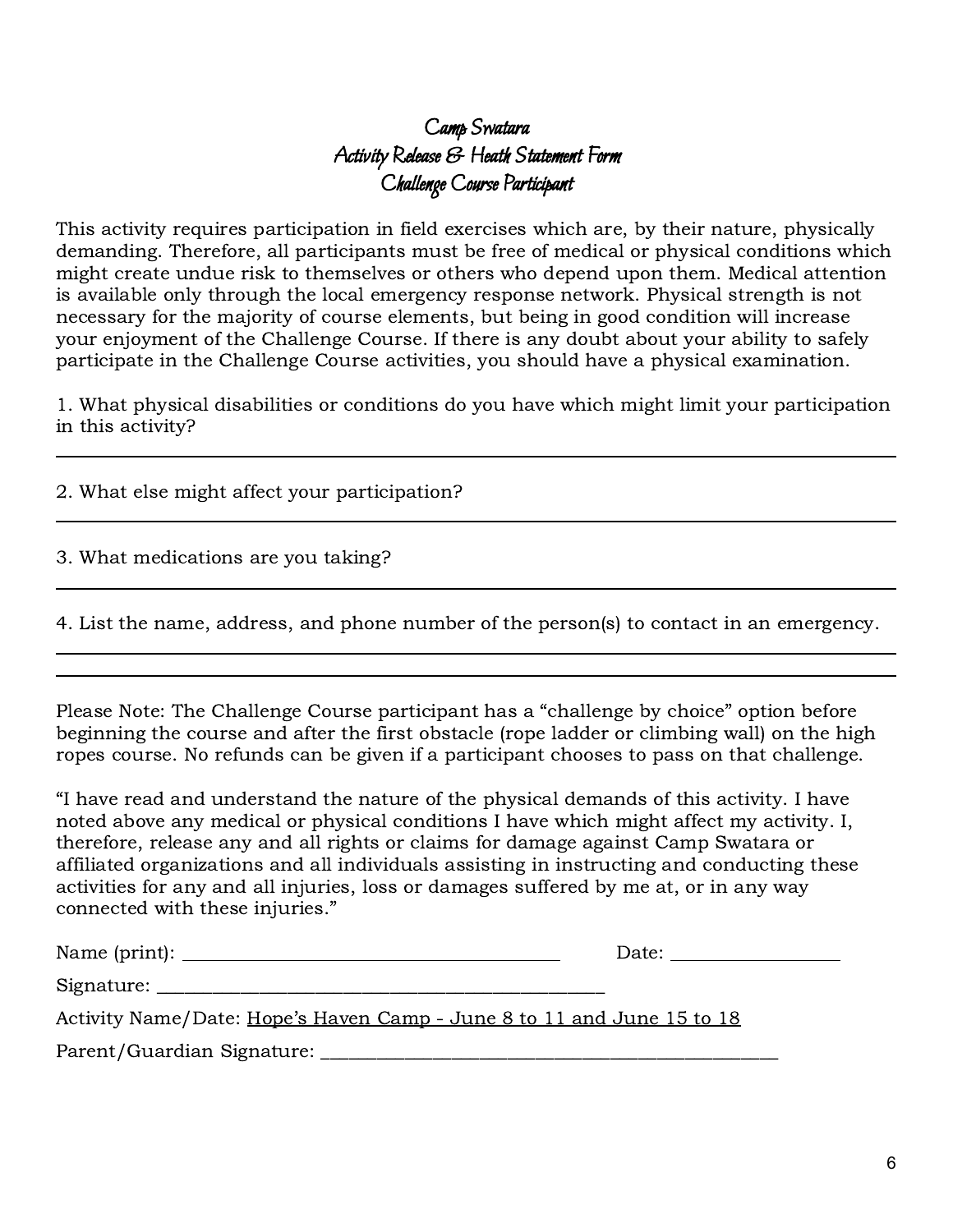# Camp Swatara
## Activity Release & Heath Statement Form
## Challenge Course Participant

This activity requires participation in field exercises which are, by their nature, physically demanding. Therefore, all participants must be free of medical or physical conditions which might create undue risk to themselves or others who depend upon them. Medical attention is available only through the local emergency response network. Physical strength is not necessary for the majority of course elements, but being in good condition will increase your enjoyment of the Challenge Course. If there is any doubt about your ability to safely participate in the Challenge Course activities, you should have a physical examination.

1. What physical disabilities or conditions do you have which might limit your participation in this activity?

_______________________________________________

2. What else might affect your participation?

_______________________________________________

3. What medications are you taking?

_______________________________________________

4. List the name, address, and phone number of the person(s) to contact in an emergency.

_______________________________________________

_______________________________________________

Please Note: The Challenge Course participant has a "challenge by choice" option before beginning the course and after the first obstacle (rope ladder or climbing wall) on the high ropes course. No refunds can be given if a participant chooses to pass on that challenge.

"I have read and understand the nature of the physical demands of this activity. I have noted above any medical or physical conditions I have which might affect my activity. I, therefore, release any and all rights or claims for damage against Camp Swatara or affiliated organizations and all individuals assisting in instructing and conducting these activities for any and all injuries, loss or damages suffered by me at, or in any way connected with these injuries."

Name (print): ________________________________ Date: ______________

Signature: ______________________________________

Activity Name/Date: Hope's Haven Camp - June 8 to 11 and June 15 to 18

Parent/Guardian Signature: ______________________________________